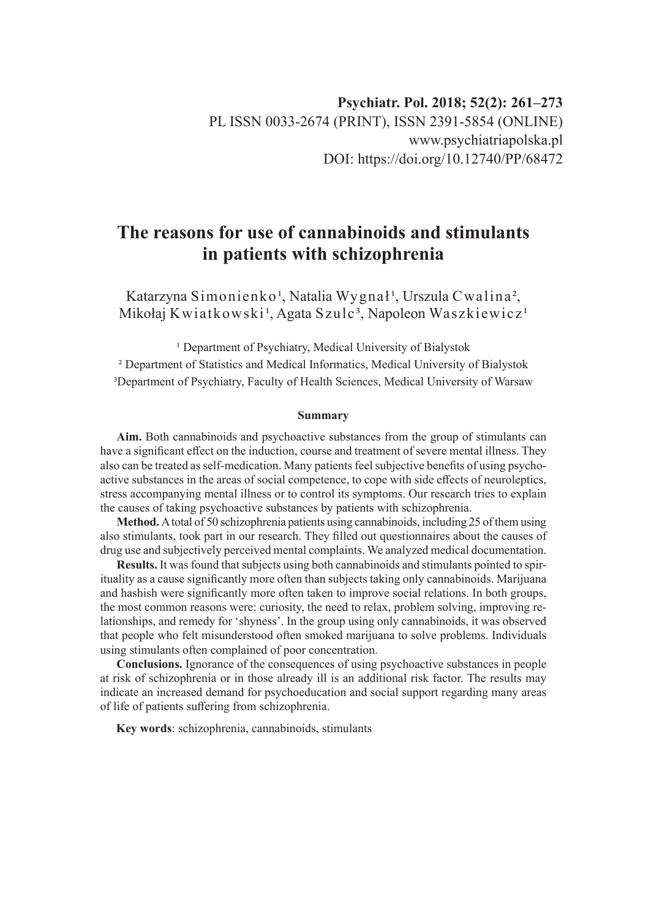Psychiatr. Pol. 2018; 52(2): 261–273

PL ISSN 0033-2674 (PRINT), ISSN 2391-5854 (ONLINE)

www.psychiatriapolska.pl

DOI: https://doi.org/10.12740/PP/68472

# The reasons for use of cannabinoids and stimulants in patients with schizophrenia

Katarzyna Simonienko[1], Natalia Wygnał[1], Urszula Cwalina[2], Mikołaj Kwiatkowski[1], Agata Szulc[3], Napoleon Waszkiewicz[1]

[1] Department of Psychiatry, Medical University of Bialystok

[2] Department of Statistics and Medical Informatics, Medical University of Bialystok

[3] Department of Psychiatry, Faculty of Health Sciences, Medical University of Warsaw

### Summary

**Aim.** Both cannabinoids and psychoactive substances from the group of stimulants can have a significant effect on the induction, course and treatment of severe mental illness. They also can be treated as self-medication. Many patients feel subjective benefits of using psychoactive substances in the areas of social competence, to cope with side effects of neuroleptics, stress accompanying mental illness or to control its symptoms. Our research tries to explain the causes of taking psychoactive substances by patients with schizophrenia.

**Method.** A total of 50 schizophrenia patients using cannabinoids, including 25 of them using also stimulants, took part in our research. They filled out questionnaires about the causes of drug use and subjectively perceived mental complaints. We analyzed medical documentation.

**Results.** It was found that subjects using both cannabinoids and stimulants pointed to spirituality as a cause significantly more often than subjects taking only cannabinoids. Marijuana and hashish were significantly more often taken to improve social relations. In both groups, the most common reasons were: curiosity, the need to relax, problem solving, improving relationships, and remedy for 'shyness'. In the group using only cannabinoids, it was observed that people who felt misunderstood often smoked marijuana to solve problems. Individuals using stimulants often complained of poor concentration.

**Conclusions.** Ignorance of the consequences of using psychoactive substances in people at risk of schizophrenia or in those already ill is an additional risk factor. The results may indicate an increased demand for psychoeducation and social support regarding many areas of life of patients suffering from schizophrenia.

**Key words**: schizophrenia, cannabinoids, stimulants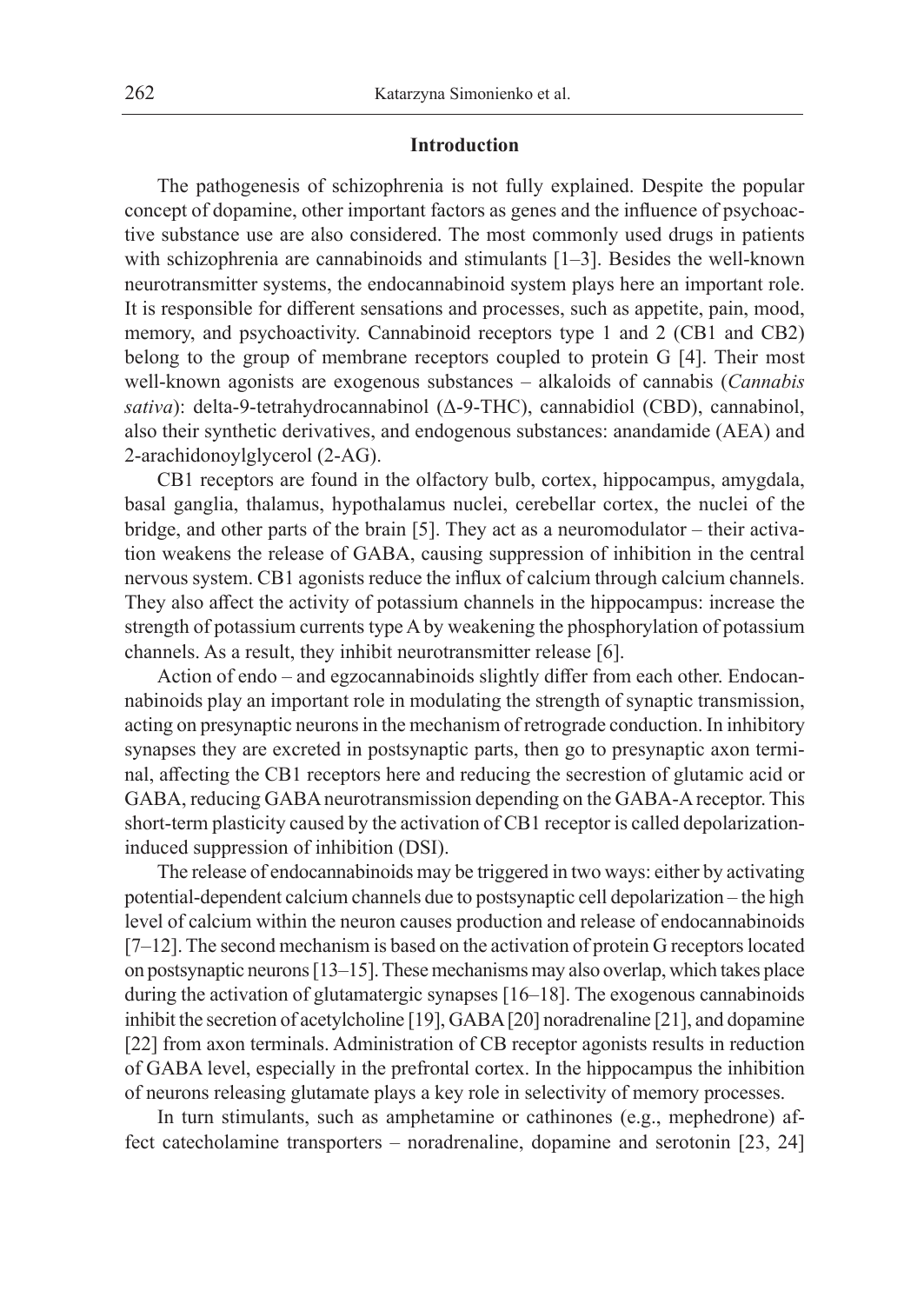## Introduction

The pathogenesis of schizophrenia is not fully explained. Despite the popular concept of dopamine, other important factors as genes and the influence of psychoactive substance use are also considered. The most commonly used drugs in patients with schizophrenia are cannabinoids and stimulants [1–3]. Besides the well-known neurotransmitter systems, the endocannabinoid system plays here an important role. It is responsible for different sensations and processes, such as appetite, pain, mood, memory, and psychoactivity. Cannabinoid receptors type 1 and 2 (CB1 and CB2) belong to the group of membrane receptors coupled to protein G [4]. Their most well-known agonists are exogenous substances – alkaloids of cannabis (*Cannabis sativa*): delta-9-tetrahydrocannabinol (Δ-9-THC), cannabidiol (CBD), cannabinol, also their synthetic derivatives, and endogenous substances: anandamide (AEA) and 2-arachidonoylglycerol (2-AG).

CB1 receptors are found in the olfactory bulb, cortex, hippocampus, amygdala, basal ganglia, thalamus, hypothalamus nuclei, cerebellar cortex, the nuclei of the bridge, and other parts of the brain [5]. They act as a neuromodulator – their activation weakens the release of GABA, causing suppression of inhibition in the central nervous system. CB1 agonists reduce the influx of calcium through calcium channels. They also affect the activity of potassium channels in the hippocampus: increase the strength of potassium currents type A by weakening the phosphorylation of potassium channels. As a result, they inhibit neurotransmitter release [6].

Action of endo – and egzocannabinoids slightly differ from each other. Endocannabinoids play an important role in modulating the strength of synaptic transmission, acting on presynaptic neurons in the mechanism of retrograde conduction. In inhibitory synapses they are excreted in postsynaptic parts, then go to presynaptic axon terminal, affecting the CB1 receptors here and reducing the secretion of glutamic acid or GABA, reducing GABA neurotransmission depending on the GABA-A receptor. This short-term plasticity caused by the activation of CB1 receptor is called depolarization-induced suppression of inhibition (DSI).

The release of endocannabinoids may be triggered in two ways: either by activating potential-dependent calcium channels due to postsynaptic cell depolarization – the high level of calcium within the neuron causes production and release of endocannabinoids [7–12]. The second mechanism is based on the activation of protein G receptors located on postsynaptic neurons [13–15]. These mechanisms may also overlap, which takes place during the activation of glutamatergic synapses [16–18]. The exogenous cannabinoids inhibit the secretion of acetylcholine [19], GABA [20] noradrenaline [21], and dopamine [22] from axon terminals. Administration of CB receptor agonists results in reduction of GABA level, especially in the prefrontal cortex. In the hippocampus the inhibition of neurons releasing glutamate plays a key role in selectivity of memory processes.

In turn stimulants, such as amphetamine or cathinones (e.g., mephedrone) affect catecholamine transporters – noradrenaline, dopamine and serotonin [23, 24]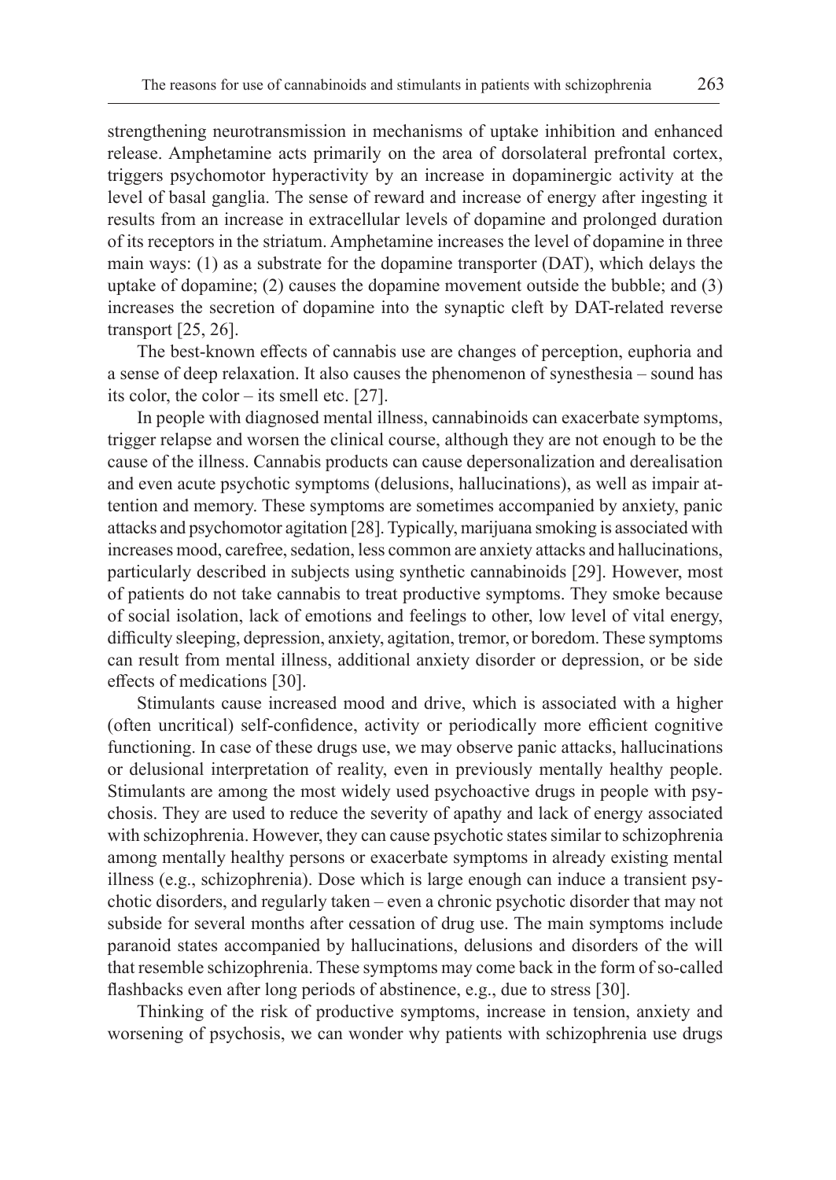strengthening neurotransmission in mechanisms of uptake inhibition and enhanced release. Amphetamine acts primarily on the area of dorsolateral prefrontal cortex, triggers psychomotor hyperactivity by an increase in dopaminergic activity at the level of basal ganglia. The sense of reward and increase of energy after ingesting it results from an increase in extracellular levels of dopamine and prolonged duration of its receptors in the striatum. Amphetamine increases the level of dopamine in three main ways: (1) as a substrate for the dopamine transporter (DAT), which delays the uptake of dopamine; (2) causes the dopamine movement outside the bubble; and (3) increases the secretion of dopamine into the synaptic cleft by DAT-related reverse transport [25, 26].

The best-known effects of cannabis use are changes of perception, euphoria and a sense of deep relaxation. It also causes the phenomenon of synesthesia – sound has its color, the color – its smell etc. [27].

In people with diagnosed mental illness, cannabinoids can exacerbate symptoms, trigger relapse and worsen the clinical course, although they are not enough to be the cause of the illness. Cannabis products can cause depersonalization and derealisation and even acute psychotic symptoms (delusions, hallucinations), as well as impair attention and memory. These symptoms are sometimes accompanied by anxiety, panic attacks and psychomotor agitation [28]. Typically, marijuana smoking is associated with increases mood, carefree, sedation, less common are anxiety attacks and hallucinations, particularly described in subjects using synthetic cannabinoids [29]. However, most of patients do not take cannabis to treat productive symptoms. They smoke because of social isolation, lack of emotions and feelings to other, low level of vital energy, difficulty sleeping, depression, anxiety, agitation, tremor, or boredom. These symptoms can result from mental illness, additional anxiety disorder or depression, or be side effects of medications [30].

Stimulants cause increased mood and drive, which is associated with a higher (often uncritical) self-confidence, activity or periodically more efficient cognitive functioning. In case of these drugs use, we may observe panic attacks, hallucinations or delusional interpretation of reality, even in previously mentally healthy people. Stimulants are among the most widely used psychoactive drugs in people with psychosis. They are used to reduce the severity of apathy and lack of energy associated with schizophrenia. However, they can cause psychotic states similar to schizophrenia among mentally healthy persons or exacerbate symptoms in already existing mental illness (e.g., schizophrenia). Dose which is large enough can induce a transient psychotic disorders, and regularly taken – even a chronic psychotic disorder that may not subside for several months after cessation of drug use. The main symptoms include paranoid states accompanied by hallucinations, delusions and disorders of the will that resemble schizophrenia. These symptoms may come back in the form of so-called flashbacks even after long periods of abstinence, e.g., due to stress [30].

Thinking of the risk of productive symptoms, increase in tension, anxiety and worsening of psychosis, we can wonder why patients with schizophrenia use drugs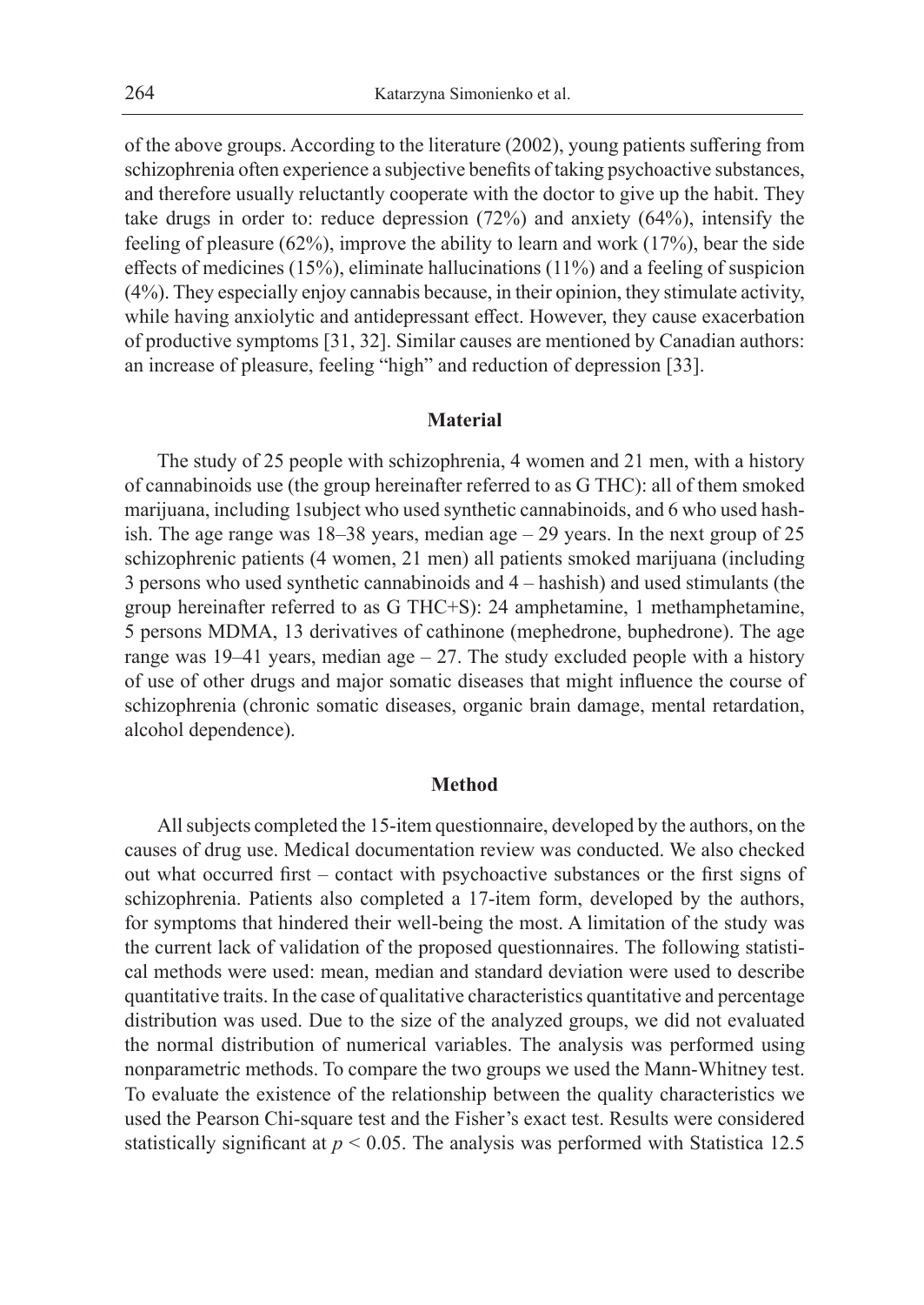of the above groups. According to the literature (2002), young patients suffering from schizophrenia often experience a subjective benefits of taking psychoactive substances, and therefore usually reluctantly cooperate with the doctor to give up the habit. They take drugs in order to: reduce depression (72%) and anxiety (64%), intensify the feeling of pleasure (62%), improve the ability to learn and work (17%), bear the side effects of medicines (15%), eliminate hallucinations (11%) and a feeling of suspicion (4%). They especially enjoy cannabis because, in their opinion, they stimulate activity, while having anxiolytic and antidepressant effect. However, they cause exacerbation of productive symptoms [31, 32]. Similar causes are mentioned by Canadian authors: an increase of pleasure, feeling "high" and reduction of depression [33].

## Material

The study of 25 people with schizophrenia, 4 women and 21 men, with a history of cannabinoids use (the group hereinafter referred to as G THC): all of them smoked marijuana, including 1subject who used synthetic cannabinoids, and 6 who used hashish. The age range was 18–38 years, median age – 29 years. In the next group of 25 schizophrenic patients (4 women, 21 men) all patients smoked marijuana (including 3 persons who used synthetic cannabinoids and 4 – hashish) and used stimulants (the group hereinafter referred to as G THC+S): 24 amphetamine, 1 methamphetamine, 5 persons MDMA, 13 derivatives of cathinone (mephedrone, buphedrone). The age range was 19–41 years, median age – 27. The study excluded people with a history of use of other drugs and major somatic diseases that might influence the course of schizophrenia (chronic somatic diseases, organic brain damage, mental retardation, alcohol dependence).

## Method

All subjects completed the 15-item questionnaire, developed by the authors, on the causes of drug use. Medical documentation review was conducted. We also checked out what occurred first – contact with psychoactive substances or the first signs of schizophrenia. Patients also completed a 17-item form, developed by the authors, for symptoms that hindered their well-being the most. A limitation of the study was the current lack of validation of the proposed questionnaires. The following statistical methods were used: mean, median and standard deviation were used to describe quantitative traits. In the case of qualitative characteristics quantitative and percentage distribution was used. Due to the size of the analyzed groups, we did not evaluated the normal distribution of numerical variables. The analysis was performed using nonparametric methods. To compare the two groups we used the Mann-Whitney test. To evaluate the existence of the relationship between the quality characteristics we used the Pearson Chi-square test and the Fisher's exact test. Results were considered statistically significant at $p < 0.05$. The analysis was performed with Statistica 12.5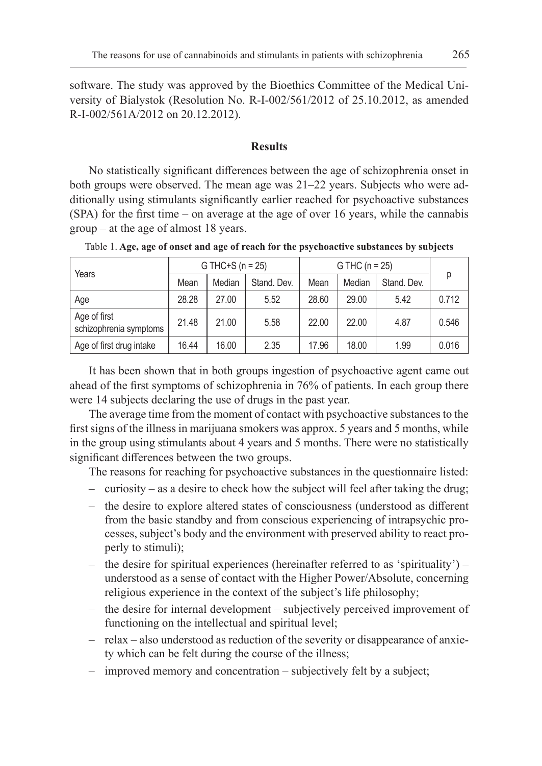software. The study was approved by the Bioethics Committee of the Medical University of Bialystok (Resolution No. R-I-002/561/2012 of 25.10.2012, as amended R-I-002/561A/2012 on 20.12.2012).

## Results

No statistically significant differences between the age of schizophrenia onset in both groups were observed. The mean age was 21–22 years. Subjects who were additionally using stimulants significantly earlier reached for psychoactive substances (SPA) for the first time – on average at the age of over 16 years, while the cannabis group – at the age of almost 18 years.

Table 1. **Age, age of onset and age of reach for the psychoactive substances by subjects**

| Years | G THC+S (n = 25) | | | G THC (n = 25) | | | p |
|---|---|---|---|---|---|---|---|
| | Mean | Median | Stand. Dev. | Mean | Median | Stand. Dev. | |
| Age | 28.28 | 27.00 | 5.52 | 28.60 | 29.00 | 5.42 | 0.712 |
| Age of first schizophrenia symptoms | 21.48 | 21.00 | 5.58 | 22.00 | 22.00 | 4.87 | 0.546 |
| Age of first drug intake | 16.44 | 16.00 | 2.35 | 17.96 | 18.00 | 1.99 | 0.016 |

It has been shown that in both groups ingestion of psychoactive agent came out ahead of the first symptoms of schizophrenia in 76% of patients. In each group there were 14 subjects declaring the use of drugs in the past year.

The average time from the moment of contact with psychoactive substances to the first signs of the illness in marijuana smokers was approx. 5 years and 5 months, while in the group using stimulants about 4 years and 5 months. There were no statistically significant differences between the two groups.

The reasons for reaching for psychoactive substances in the questionnaire listed:

- curiosity – as a desire to check how the subject will feel after taking the drug;
- the desire to explore altered states of consciousness (understood as different from the basic standby and from conscious experiencing of intrapsychic processes, subject's body and the environment with preserved ability to react properly to stimuli);
- the desire for spiritual experiences (hereinafter referred to as 'spirituality') – understood as a sense of contact with the Higher Power/Absolute, concerning religious experience in the context of the subject's life philosophy;
- the desire for internal development – subjectively perceived improvement of functioning on the intellectual and spiritual level;
- relax – also understood as reduction of the severity or disappearance of anxiety which can be felt during the course of the illness;
- improved memory and concentration – subjectively felt by a subject;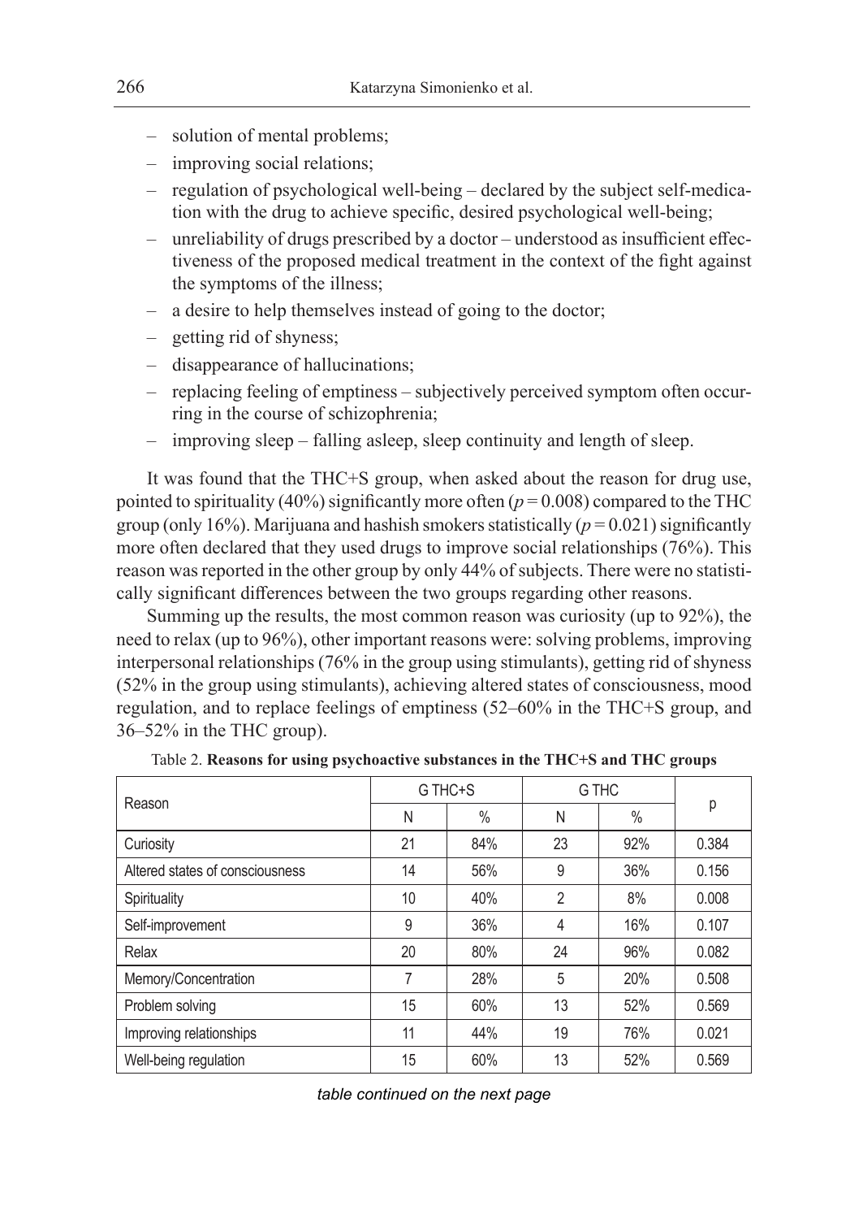- solution of mental problems;
- improving social relations;
- regulation of psychological well-being – declared by the subject self-medication with the drug to achieve specific, desired psychological well-being;
- unreliability of drugs prescribed by a doctor – understood as insufficient effectiveness of the proposed medical treatment in the context of the fight against the symptoms of the illness;
- a desire to help themselves instead of going to the doctor;
- getting rid of shyness;
- disappearance of hallucinations;
- replacing feeling of emptiness – subjectively perceived symptom often occurring in the course of schizophrenia;
- improving sleep – falling asleep, sleep continuity and length of sleep.

It was found that the THC+S group, when asked about the reason for drug use, pointed to spirituality (40%) significantly more often ($p = 0.008$) compared to the THC group (only 16%). Marijuana and hashish smokers statistically ($p = 0.021$) significantly more often declared that they used drugs to improve social relationships (76%). This reason was reported in the other group by only 44% of subjects. There were no statistically significant differences between the two groups regarding other reasons.

Summing up the results, the most common reason was curiosity (up to 92%), the need to relax (up to 96%), other important reasons were: solving problems, improving interpersonal relationships (76% in the group using stimulants), getting rid of shyness (52% in the group using stimulants), achieving altered states of consciousness, mood regulation, and to replace feelings of emptiness (52–60% in the THC+S group, and 36–52% in the THC group).

Table 2. **Reasons for using psychoactive substances in the THC+S and THC groups**

| Reason | G THC+S | | G THC | | p |
|---|---|---|---|---|---|
| | N | % | N | % | |
| Curiosity | 21 | 84% | 23 | 92% | 0.384 |
| Altered states of consciousness | 14 | 56% | 9 | 36% | 0.156 |
| Spirituality | 10 | 40% | 2 | 8% | 0.008 |
| Self-improvement | 9 | 36% | 4 | 16% | 0.107 |
| Relax | 20 | 80% | 24 | 96% | 0.082 |
| Memory/Concentration | 7 | 28% | 5 | 20% | 0.508 |
| Problem solving | 15 | 60% | 13 | 52% | 0.569 |
| Improving relationships | 11 | 44% | 19 | 76% | 0.021 |
| Well-being regulation | 15 | 60% | 13 | 52% | 0.569 |

*table continued on the next page*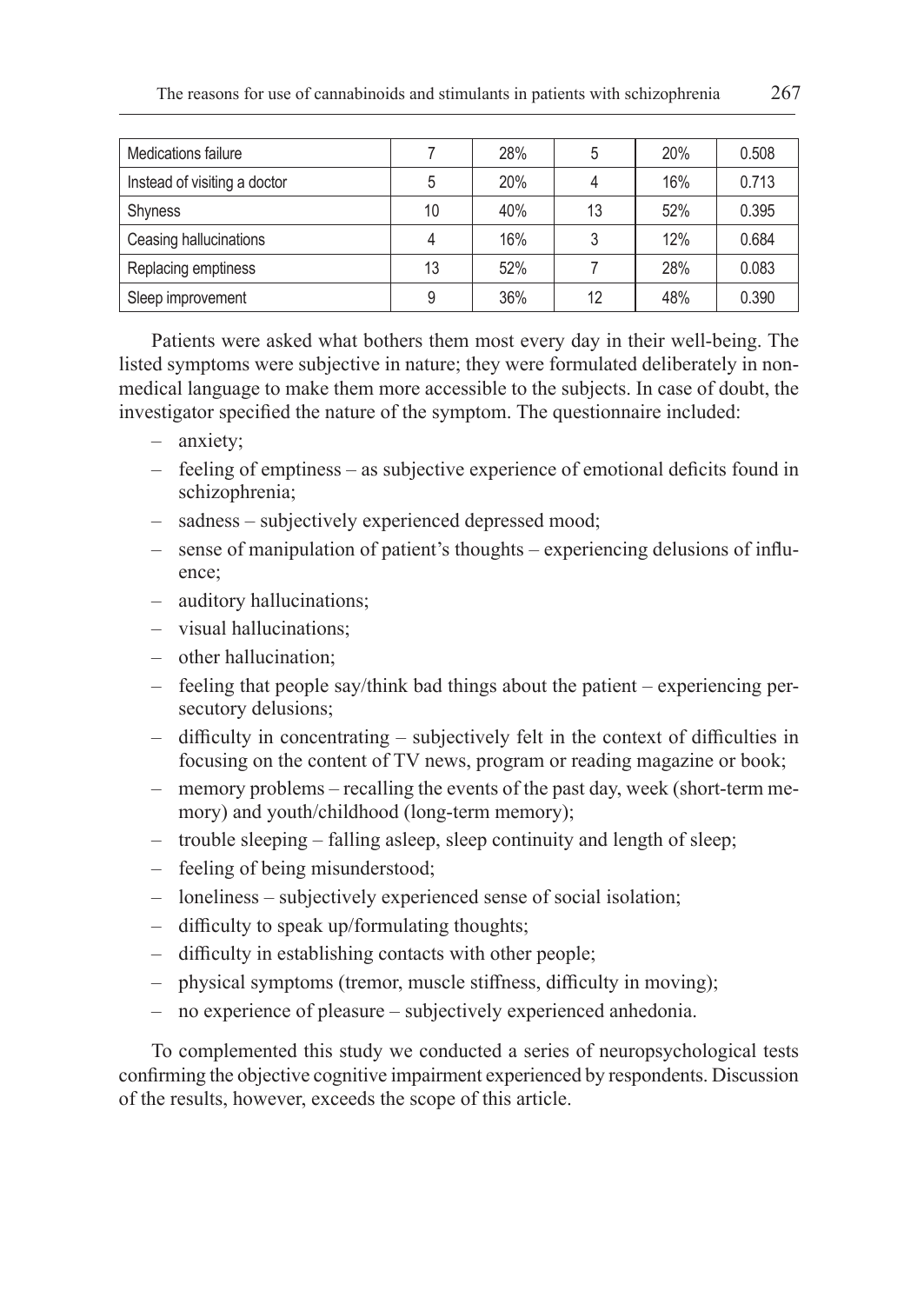| Medications failure | 7 | 28% | 5 | 20% | 0.508 |
|---|---|---|---|---|---|
| Instead of visiting a doctor | 5 | 20% | 4 | 16% | 0.713 |
| Shyness | 10 | 40% | 13 | 52% | 0.395 |
| Ceasing hallucinations | 4 | 16% | 3 | 12% | 0.684 |
| Replacing emptiness | 13 | 52% | 7 | 28% | 0.083 |
| Sleep improvement | 9 | 36% | 12 | 48% | 0.390 |

Patients were asked what bothers them most every day in their well-being. The listed symptoms were subjective in nature; they were formulated deliberately in non-medical language to make them more accessible to the subjects. In case of doubt, the investigator specified the nature of the symptom. The questionnaire included:

- anxiety;
- feeling of emptiness – as subjective experience of emotional deficits found in schizophrenia;
- sadness – subjectively experienced depressed mood;
- sense of manipulation of patient's thoughts – experiencing delusions of influence;
- auditory hallucinations;
- visual hallucinations;
- other hallucination;
- feeling that people say/think bad things about the patient – experiencing persecutory delusions;
- difficulty in concentrating – subjectively felt in the context of difficulties in focusing on the content of TV news, program or reading magazine or book;
- memory problems – recalling the events of the past day, week (short-term memory) and youth/childhood (long-term memory);
- trouble sleeping – falling asleep, sleep continuity and length of sleep;
- feeling of being misunderstood;
- loneliness – subjectively experienced sense of social isolation;
- difficulty to speak up/formulating thoughts;
- difficulty in establishing contacts with other people;
- physical symptoms (tremor, muscle stiffness, difficulty in moving);
- no experience of pleasure – subjectively experienced anhedonia.

To complemented this study we conducted a series of neuropsychological tests confirming the objective cognitive impairment experienced by respondents. Discussion of the results, however, exceeds the scope of this article.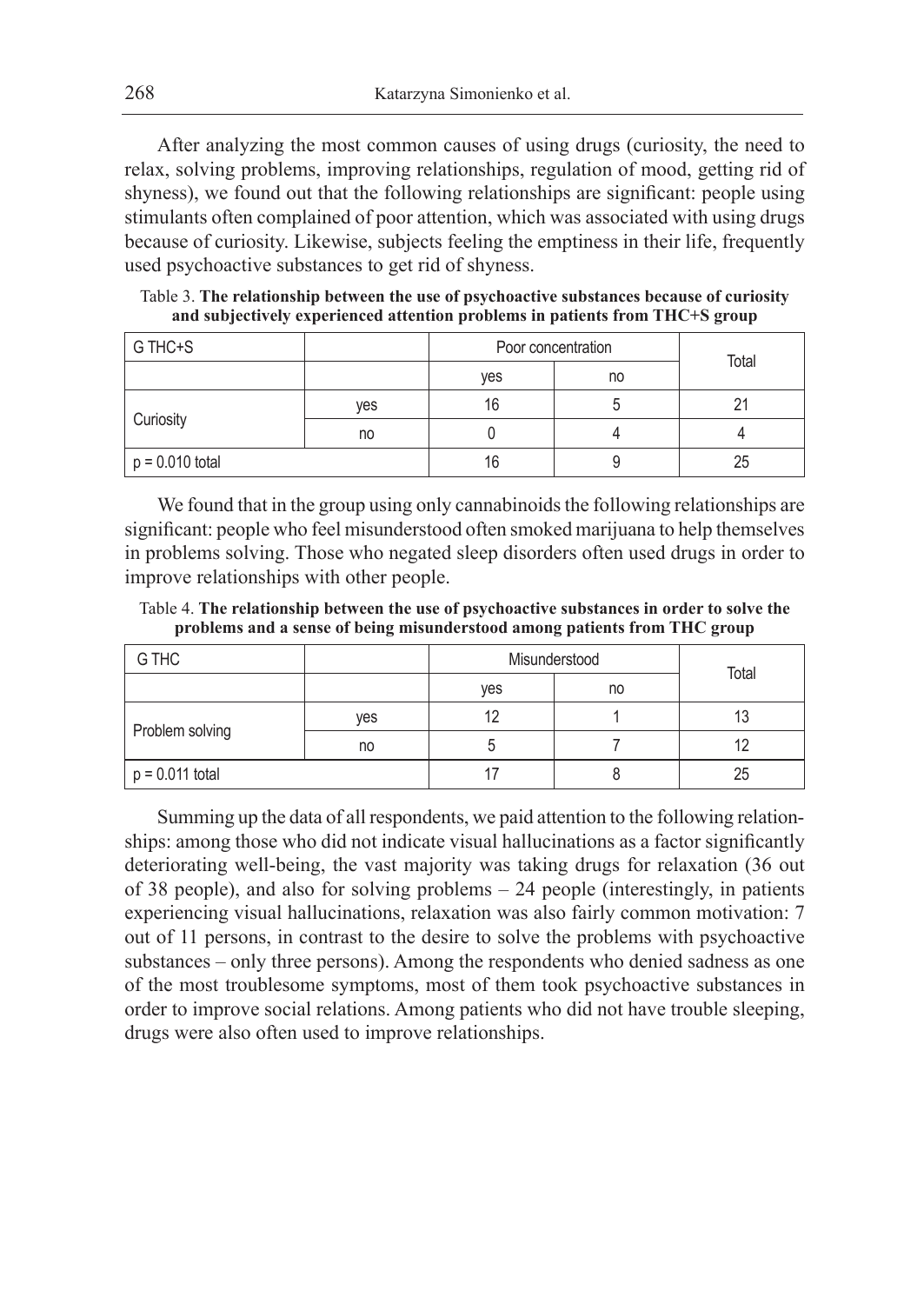After analyzing the most common causes of using drugs (curiosity, the need to relax, solving problems, improving relationships, regulation of mood, getting rid of shyness), we found out that the following relationships are significant: people using stimulants often complained of poor attention, which was associated with using drugs because of curiosity. Likewise, subjects feeling the emptiness in their life, frequently used psychoactive substances to get rid of shyness.

Table 3. **The relationship between the use of psychoactive substances because of curiosity and subjectively experienced attention problems in patients from THC+S group**

| G THC+S | | Poor concentration | | Total |
|---|---|---|---|---|
| | | yes | no | |
| Curiosity | yes | 16 | 5 | 21 |
| | no | 0 | 4 | 4 |
| p = 0.010 total | | 16 | 9 | 25 |

We found that in the group using only cannabinoids the following relationships are significant: people who feel misunderstood often smoked marijuana to help themselves in problems solving. Those who negated sleep disorders often used drugs in order to improve relationships with other people.

Table 4. **The relationship between the use of psychoactive substances in order to solve the problems and a sense of being misunderstood among patients from THC group**

| G THC | | Misunderstood | | Total |
|---|---|---|---|---|
| | | yes | no | |
| Problem solving | yes | 12 | 1 | 13 |
| | no | 5 | 7 | 12 |
| p = 0.011 total | | 17 | 8 | 25 |

Summing up the data of all respondents, we paid attention to the following relationships: among those who did not indicate visual hallucinations as a factor significantly deteriorating well-being, the vast majority was taking drugs for relaxation (36 out of 38 people), and also for solving problems – 24 people (interestingly, in patients experiencing visual hallucinations, relaxation was also fairly common motivation: 7 out of 11 persons, in contrast to the desire to solve the problems with psychoactive substances – only three persons). Among the respondents who denied sadness as one of the most troublesome symptoms, most of them took psychoactive substances in order to improve social relations. Among patients who did not have trouble sleeping, drugs were also often used to improve relationships.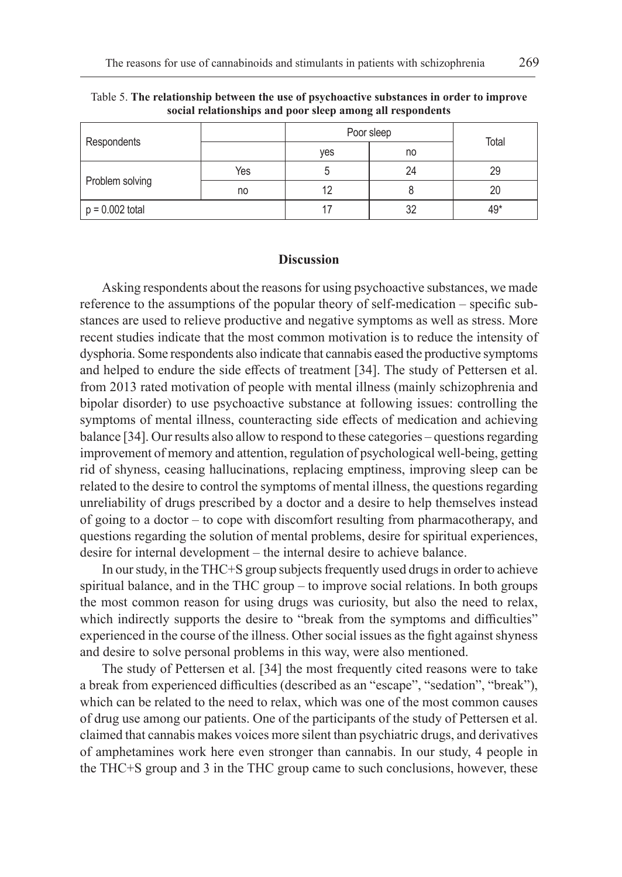Table 5. **The relationship between the use of psychoactive substances in order to improve social relationships and poor sleep among all respondents**

| Respondents | | Poor sleep | | Total |
|---|---|---|---|---|
| | | yes | no | |
| Problem solving | Yes | 5 | 24 | 29 |
| | no | 12 | 8 | 20 |
| p = 0.002 total | | 17 | 32 | 49* |

## Discussion

Asking respondents about the reasons for using psychoactive substances, we made reference to the assumptions of the popular theory of self-medication – specific substances are used to relieve productive and negative symptoms as well as stress. More recent studies indicate that the most common motivation is to reduce the intensity of dysphoria. Some respondents also indicate that cannabis eased the productive symptoms and helped to endure the side effects of treatment [34]. The study of Pettersen et al. from 2013 rated motivation of people with mental illness (mainly schizophrenia and bipolar disorder) to use psychoactive substance at following issues: controlling the symptoms of mental illness, counteracting side effects of medication and achieving balance [34]. Our results also allow to respond to these categories – questions regarding improvement of memory and attention, regulation of psychological well-being, getting rid of shyness, ceasing hallucinations, replacing emptiness, improving sleep can be related to the desire to control the symptoms of mental illness, the questions regarding unreliability of drugs prescribed by a doctor and a desire to help themselves instead of going to a doctor – to cope with discomfort resulting from pharmacotherapy, and questions regarding the solution of mental problems, desire for spiritual experiences, desire for internal development – the internal desire to achieve balance.

In our study, in the THC+S group subjects frequently used drugs in order to achieve spiritual balance, and in the THC group – to improve social relations. In both groups the most common reason for using drugs was curiosity, but also the need to relax, which indirectly supports the desire to "break from the symptoms and difficulties" experienced in the course of the illness. Other social issues as the fight against shyness and desire to solve personal problems in this way, were also mentioned.

The study of Pettersen et al. [34] the most frequently cited reasons were to take a break from experienced difficulties (described as an "escape", "sedation", "break"), which can be related to the need to relax, which was one of the most common causes of drug use among our patients. One of the participants of the study of Pettersen et al. claimed that cannabis makes voices more silent than psychiatric drugs, and derivatives of amphetamines work here even stronger than cannabis. In our study, 4 people in the THC+S group and 3 in the THC group came to such conclusions, however, these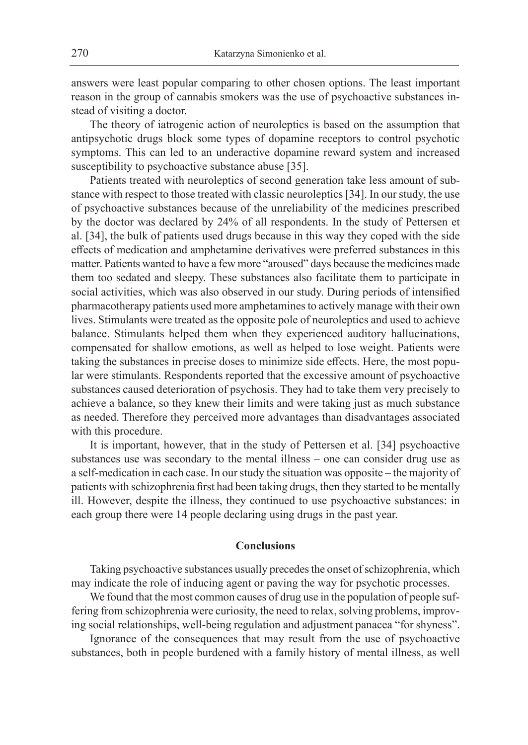answers were least popular comparing to other chosen options. The least important reason in the group of cannabis smokers was the use of psychoactive substances instead of visiting a doctor.

The theory of iatrogenic action of neuroleptics is based on the assumption that antipsychotic drugs block some types of dopamine receptors to control psychotic symptoms. This can led to an underactive dopamine reward system and increased susceptibility to psychoactive substance abuse [35].

Patients treated with neuroleptics of second generation take less amount of substance with respect to those treated with classic neuroleptics [34]. In our study, the use of psychoactive substances because of the unreliability of the medicines prescribed by the doctor was declared by 24% of all respondents. In the study of Pettersen et al. [34], the bulk of patients used drugs because in this way they coped with the side effects of medication and amphetamine derivatives were preferred substances in this matter. Patients wanted to have a few more "aroused" days because the medicines made them too sedated and sleepy. These substances also facilitate them to participate in social activities, which was also observed in our study. During periods of intensified pharmacotherapy patients used more amphetamines to actively manage with their own lives. Stimulants were treated as the opposite pole of neuroleptics and used to achieve balance. Stimulants helped them when they experienced auditory hallucinations, compensated for shallow emotions, as well as helped to lose weight. Patients were taking the substances in precise doses to minimize side effects. Here, the most popular were stimulants. Respondents reported that the excessive amount of psychoactive substances caused deterioration of psychosis. They had to take them very precisely to achieve a balance, so they knew their limits and were taking just as much substance as needed. Therefore they perceived more advantages than disadvantages associated with this procedure.

It is important, however, that in the study of Pettersen et al. [34] psychoactive substances use was secondary to the mental illness – one can consider drug use as a self-medication in each case. In our study the situation was opposite – the majority of patients with schizophrenia first had been taking drugs, then they started to be mentally ill. However, despite the illness, they continued to use psychoactive substances: in each group there were 14 people declaring using drugs in the past year.

## Conclusions

Taking psychoactive substances usually precedes the onset of schizophrenia, which may indicate the role of inducing agent or paving the way for psychotic processes.

We found that the most common causes of drug use in the population of people suffering from schizophrenia were curiosity, the need to relax, solving problems, improving social relationships, well-being regulation and adjustment panacea "for shyness".

Ignorance of the consequences that may result from the use of psychoactive substances, both in people burdened with a family history of mental illness, as well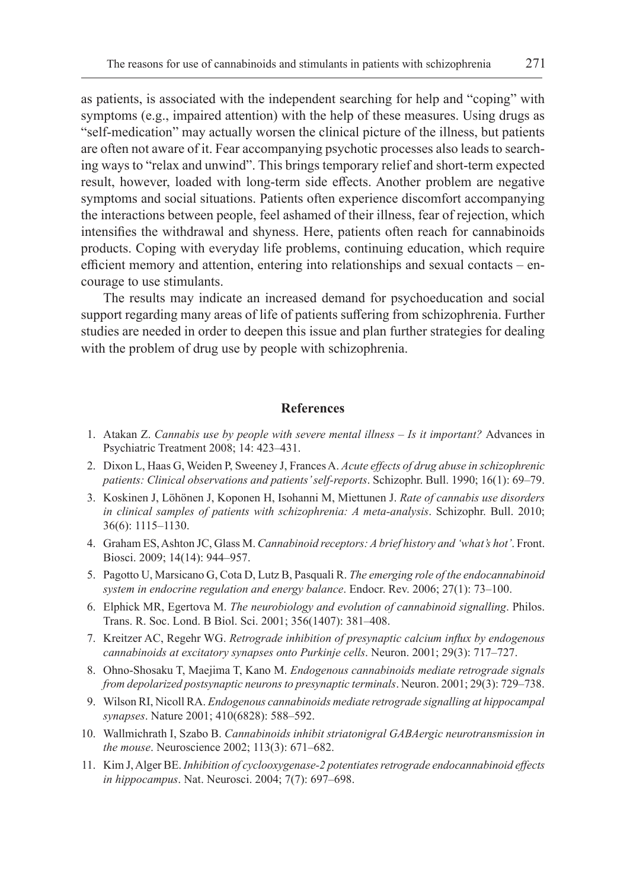as patients, is associated with the independent searching for help and "coping" with symptoms (e.g., impaired attention) with the help of these measures. Using drugs as "self-medication" may actually worsen the clinical picture of the illness, but patients are often not aware of it. Fear accompanying psychotic processes also leads to searching ways to "relax and unwind". This brings temporary relief and short-term expected result, however, loaded with long-term side effects. Another problem are negative symptoms and social situations. Patients often experience discomfort accompanying the interactions between people, feel ashamed of their illness, fear of rejection, which intensifies the withdrawal and shyness. Here, patients often reach for cannabinoids products. Coping with everyday life problems, continuing education, which require efficient memory and attention, entering into relationships and sexual contacts – encourage to use stimulants.

The results may indicate an increased demand for psychoeducation and social support regarding many areas of life of patients suffering from schizophrenia. Further studies are needed in order to deepen this issue and plan further strategies for dealing with the problem of drug use by people with schizophrenia.

## References

1. Atakan Z. *Cannabis use by people with severe mental illness – Is it important?* Advances in Psychiatric Treatment 2008; 14: 423–431.
2. Dixon L, Haas G, Weiden P, Sweeney J, Frances A. *Acute effects of drug abuse in schizophrenic patients: Clinical observations and patients' self-reports*. Schizophr. Bull. 1990; 16(1): 69–79.
3. Koskinen J, Löhönen J, Koponen H, Isohanni M, Miettunen J. *Rate of cannabis use disorders in clinical samples of patients with schizophrenia: A meta-analysis*. Schizophr. Bull. 2010; 36(6): 1115–1130.
4. Graham ES, Ashton JC, Glass M. *Cannabinoid receptors: A brief history and 'what's hot'*. Front. Biosci. 2009; 14(14): 944–957.
5. Pagotto U, Marsicano G, Cota D, Lutz B, Pasquali R. *The emerging role of the endocannabinoid system in endocrine regulation and energy balance*. Endocr. Rev. 2006; 27(1): 73–100.
6. Elphick MR, Egertova M. *The neurobiology and evolution of cannabinoid signalling*. Philos. Trans. R. Soc. Lond. B Biol. Sci. 2001; 356(1407): 381–408.
7. Kreitzer AC, Regehr WG. *Retrograde inhibition of presynaptic calcium influx by endogenous cannabinoids at excitatory synapses onto Purkinje cells*. Neuron. 2001; 29(3): 717–727.
8. Ohno-Shosaku T, Maejima T, Kano M. *Endogenous cannabinoids mediate retrograde signals from depolarized postsynaptic neurons to presynaptic terminals*. Neuron. 2001; 29(3): 729–738.
9. Wilson RI, Nicoll RA. *Endogenous cannabinoids mediate retrograde signalling at hippocampal synapses*. Nature 2001; 410(6828): 588–592.
10. Wallmichrath I, Szabo B. *Cannabinoids inhibit striatonigral GABAergic neurotransmission in the mouse*. Neuroscience 2002; 113(3): 671–682.
11. Kim J, Alger BE. *Inhibition of cyclooxygenase-2 potentiates retrograde endocannabinoid effects in hippocampus*. Nat. Neurosci. 2004; 7(7): 697–698.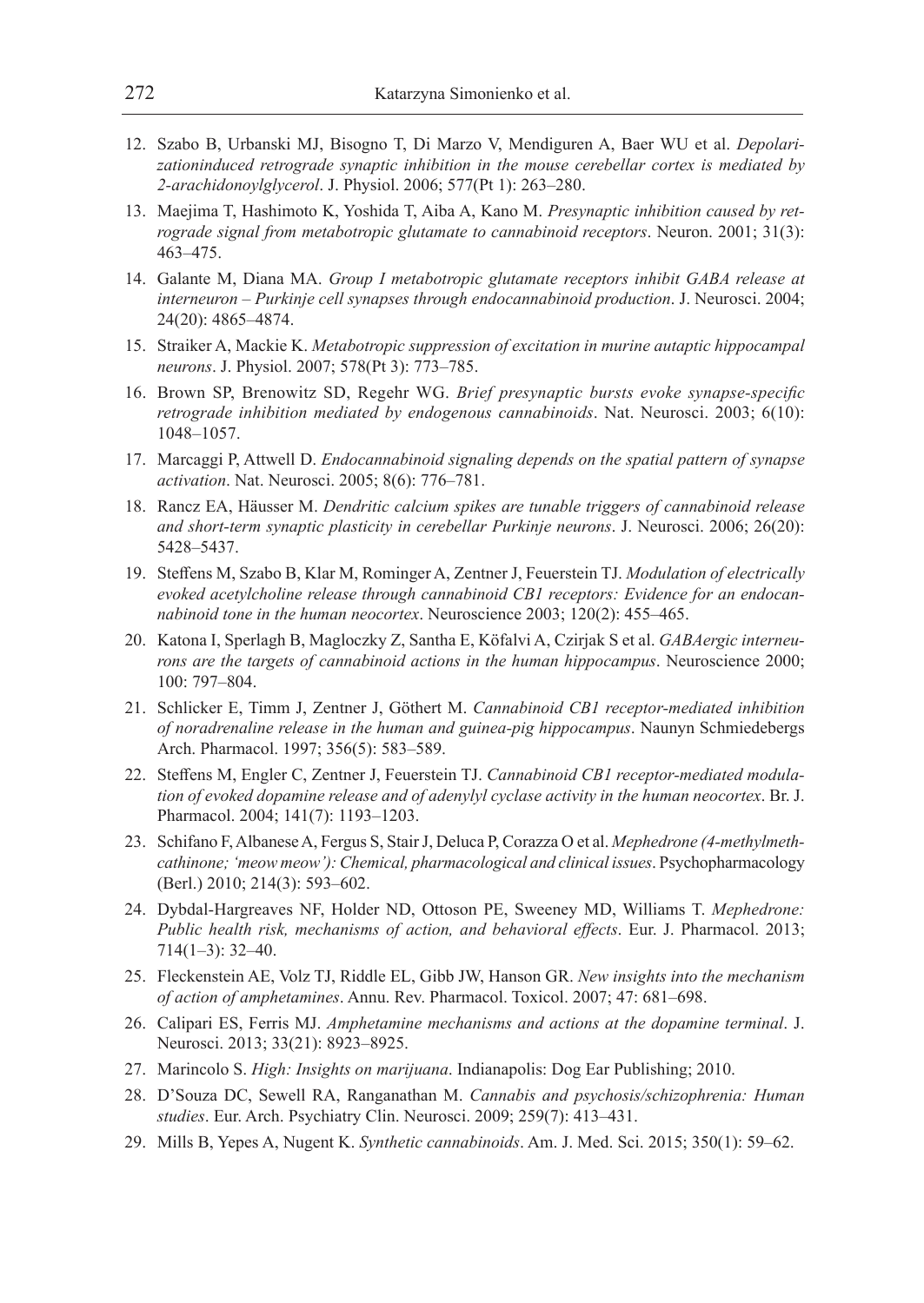12. Szabo B, Urbanski MJ, Bisogno T, Di Marzo V, Mendiguren A, Baer WU et al. *Depolarizationinduced retrograde synaptic inhibition in the mouse cerebellar cortex is mediated by 2-arachidonoylglycerol*. J. Physiol. 2006; 577(Pt 1): 263–280.
13. Maejima T, Hashimoto K, Yoshida T, Aiba A, Kano M. *Presynaptic inhibition caused by retrograde signal from metabotropic glutamate to cannabinoid receptors*. Neuron. 2001; 31(3): 463–475.
14. Galante M, Diana MA. *Group I metabotropic glutamate receptors inhibit GABA release at interneuron – Purkinje cell synapses through endocannabinoid production*. J. Neurosci. 2004; 24(20): 4865–4874.
15. Straiker A, Mackie K. *Metabotropic suppression of excitation in murine autaptic hippocampal neurons*. J. Physiol. 2007; 578(Pt 3): 773–785.
16. Brown SP, Brenowitz SD, Regehr WG. *Brief presynaptic bursts evoke synapse-specific retrograde inhibition mediated by endogenous cannabinoids*. Nat. Neurosci. 2003; 6(10): 1048–1057.
17. Marcaggi P, Attwell D. *Endocannabinoid signaling depends on the spatial pattern of synapse activation*. Nat. Neurosci. 2005; 8(6): 776–781.
18. Rancz EA, Häusser M. *Dendritic calcium spikes are tunable triggers of cannabinoid release and short-term synaptic plasticity in cerebellar Purkinje neurons*. J. Neurosci. 2006; 26(20): 5428–5437.
19. Steffens M, Szabo B, Klar M, Rominger A, Zentner J, Feuerstein TJ. *Modulation of electrically evoked acetylcholine release through cannabinoid CB1 receptors: Evidence for an endocannabinoid tone in the human neocortex*. Neuroscience 2003; 120(2): 455–465.
20. Katona I, Sperlagh B, Magloczky Z, Santha E, Köfalvi A, Czirjak S et al. *GABAergic interneurons are the targets of cannabinoid actions in the human hippocampus*. Neuroscience 2000; 100: 797–804.
21. Schlicker E, Timm J, Zentner J, Göthert M. *Cannabinoid CB1 receptor-mediated inhibition of noradrenaline release in the human and guinea-pig hippocampus*. Naunyn Schmiedebergs Arch. Pharmacol. 1997; 356(5): 583–589.
22. Steffens M, Engler C, Zentner J, Feuerstein TJ. *Cannabinoid CB1 receptor-mediated modulation of evoked dopamine release and of adenylyl cyclase activity in the human neocortex*. Br. J. Pharmacol. 2004; 141(7): 1193–1203.
23. Schifano F, Albanese A, Fergus S, Stair J, Deluca P, Corazza O et al. *Mephedrone (4-methylmethcathinone; 'meow meow'): Chemical, pharmacological and clinical issues*. Psychopharmacology (Berl.) 2010; 214(3): 593–602.
24. Dybdal-Hargreaves NF, Holder ND, Ottoson PE, Sweeney MD, Williams T. *Mephedrone: Public health risk, mechanisms of action, and behavioral effects*. Eur. J. Pharmacol. 2013; 714(1–3): 32–40.
25. Fleckenstein AE, Volz TJ, Riddle EL, Gibb JW, Hanson GR. *New insights into the mechanism of action of amphetamines*. Annu. Rev. Pharmacol. Toxicol. 2007; 47: 681–698.
26. Calipari ES, Ferris MJ. *Amphetamine mechanisms and actions at the dopamine terminal*. J. Neurosci. 2013; 33(21): 8923–8925.
27. Marincolo S. *High: Insights on marijuana*. Indianapolis: Dog Ear Publishing; 2010.
28. D'Souza DC, Sewell RA, Ranganathan M. *Cannabis and psychosis/schizophrenia: Human studies*. Eur. Arch. Psychiatry Clin. Neurosci. 2009; 259(7): 413–431.
29. Mills B, Yepes A, Nugent K. *Synthetic cannabinoids*. Am. J. Med. Sci. 2015; 350(1): 59–62.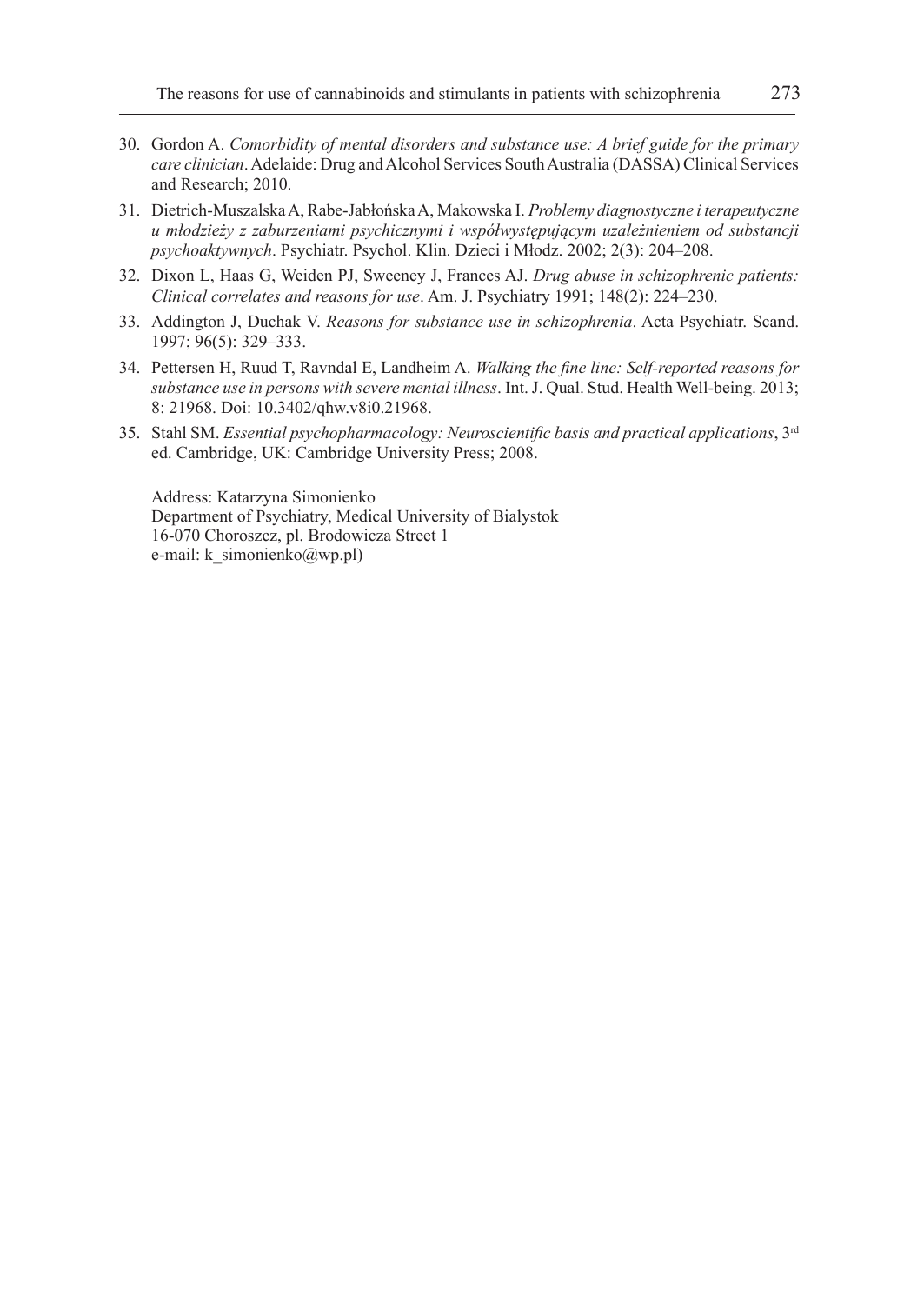30. Gordon A. *Comorbidity of mental disorders and substance use: A brief guide for the primary care clinician*. Adelaide: Drug and Alcohol Services South Australia (DASSA) Clinical Services and Research; 2010.
31. Dietrich-Muszalska A, Rabe-Jabłońska A, Makowska I. *Problemy diagnostyczne i terapeutyczne u młodzieży z zaburzeniami psychicznymi i współwystępującym uzależnieniem od substancji psychoaktywnych*. Psychiatr. Psychol. Klin. Dzieci i Młodz. 2002; 2(3): 204–208.
32. Dixon L, Haas G, Weiden PJ, Sweeney J, Frances AJ. *Drug abuse in schizophrenic patients: Clinical correlates and reasons for use*. Am. J. Psychiatry 1991; 148(2): 224–230.
33. Addington J, Duchak V. *Reasons for substance use in schizophrenia*. Acta Psychiatr. Scand. 1997; 96(5): 329–333.
34. Pettersen H, Ruud T, Ravndal E, Landheim A. *Walking the fine line: Self-reported reasons for substance use in persons with severe mental illness*. Int. J. Qual. Stud. Health Well-being. 2013; 8: 21968. Doi: 10.3402/qhw.v8i0.21968.
35. Stahl SM. *Essential psychopharmacology: Neuroscientific basis and practical applications*, 3rd ed. Cambridge, UK: Cambridge University Press; 2008.

Address: Katarzyna Simonienko
Department of Psychiatry, Medical University of Bialystok
16-070 Choroszcz, pl. Brodowicza Street 1
e-mail: k_simonienko@wp.pl)